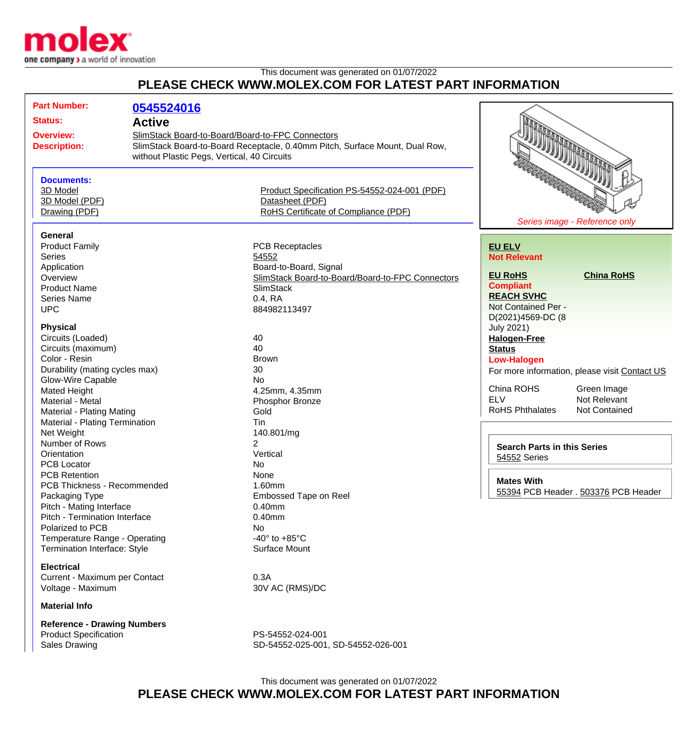This document was generated on 01/07/2022

# PLEASE CHECK WWW.MOLEX.COM FOR LATEST PART INFORMATION

**Part Number:** 0545524016

**Status:** Active

**Overview:** SlimStack Board-to-Board/Board-to-FPC Connectors

**Description:** SlimStack Board-to-Board Receptacle, 0.40mm Pitch, Surface Mount, Dual Row, without Plastic Pegs, Vertical, 40 Circuits

*Series image - Reference only*

**Documents:**

- 3D Model
- 3D Model (PDF)
- Drawing (PDF)
- Product Specification PS-54552-024-001 (PDF)
- Datasheet (PDF)
- RoHS Certificate of Compliance (PDF)

### General

| | |
|---|---|
| Product Family | PCB Receptacles |
| Series | 54552 |
| Application | Board-to-Board, Signal |
| Overview | SlimStack Board-to-Board/Board-to-FPC Connectors |
| Product Name | SlimStack |
| Series Name | 0.4, RA |
| UPC | 884982113497 |

### Physical

| | |
|---|---|
| Circuits (Loaded) | 40 |
| Circuits (maximum) | 40 |
| Color - Resin | Brown |
| Durability (mating cycles max) | 30 |
| Glow-Wire Capable | No |
| Mated Height | 4.25mm, 4.35mm |
| Material - Metal | Phosphor Bronze |
| Material - Plating Mating | Gold |
| Material - Plating Termination | Tin |
| Net Weight | 140.801/mg |
| Number of Rows | 2 |
| Orientation | Vertical |
| PCB Locator | No |
| PCB Retention | None |
| PCB Thickness - Recommended | 1.60mm |
| Packaging Type | Embossed Tape on Reel |
| Pitch - Mating Interface | 0.40mm |
| Pitch - Termination Interface | 0.40mm |
| Polarized to PCB | No |
| Temperature Range - Operating | -40° to +85°C |
| Termination Interface: Style | Surface Mount |

### Electrical

| | |
|---|---|
| Current - Maximum per Contact | 0.3A |
| Voltage - Maximum | 30V AC (RMS)/DC |

### Material Info

### Reference - Drawing Numbers

| | |
|---|---|
| Product Specification | PS-54552-024-001 |
| Sales Drawing | SD-54552-025-001, SD-54552-026-001 |

**EU ELV**
**Not Relevant**

**EU RoHS**
**Compliant**

**China RoHS**

**REACH SVHC**
Not Contained Per - D(2021)4569-DC (8 July 2021)

**Halogen-Free Status**
**Low-Halogen**

For more information, please visit Contact US

| | |
|---|---|
| China ROHS | Green Image |
| ELV | Not Relevant |
| RoHS Phthalates | Not Contained |

**Search Parts in this Series**
54552 Series

**Mates With**
55394 PCB Header . 503376 PCB Header

This document was generated on 01/07/2022

# PLEASE CHECK WWW.MOLEX.COM FOR LATEST PART INFORMATION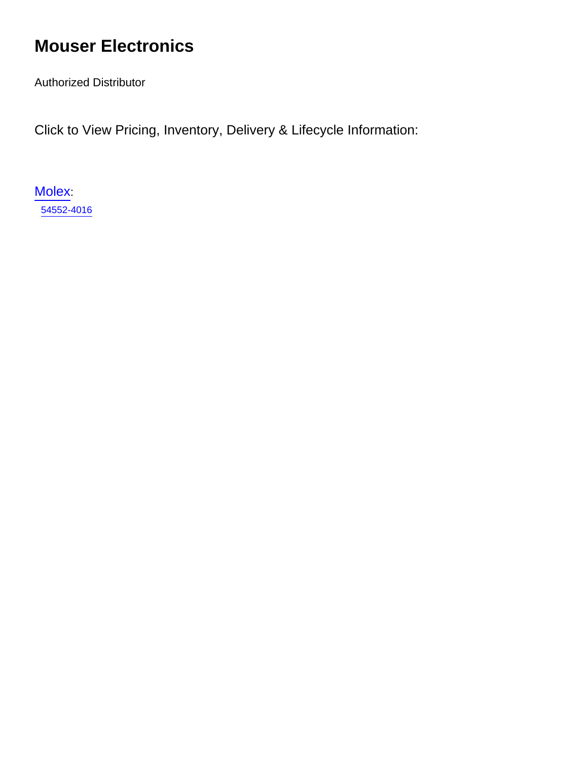# Mouser Electronics

Authorized Distributor

Click to View Pricing, Inventory, Delivery & Lifecycle Information:

Molex:

54552-4016